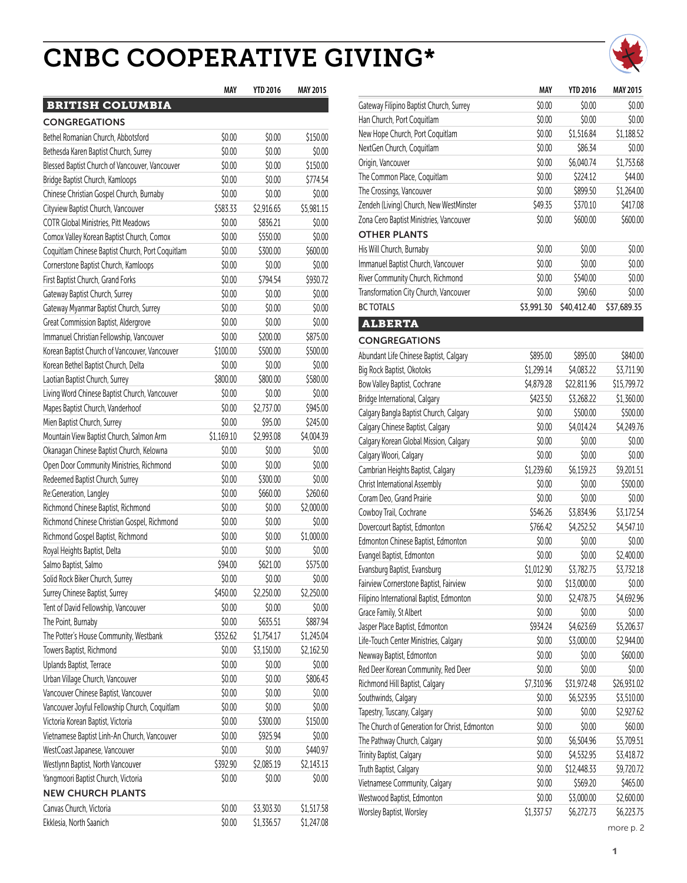# CNBC COOPERATIVE GIVING*

## BRITISH COLUMBIA

### CONGREGATIONS

| | MAY | YTD 2016 | MAY 2015 |
|---|---|---|---|
| Bethel Romanian Church, Abbotsford | $0.00 | $0.00 | $150.00 |
| Bethesda Karen Baptist Church, Surrey | $0.00 | $0.00 | $0.00 |
| Blessed Baptist Church of Vancouver, Vancouver | $0.00 | $0.00 | $150.00 |
| Bridge Baptist Church, Kamloops | $0.00 | $0.00 | $774.54 |
| Chinese Christian Gospel Church, Burnaby | $0.00 | $0.00 | $0.00 |
| Cityview Baptist Church, Vancouver | $583.33 | $2,916.65 | $5,981.15 |
| COTR Global Ministries, Pitt Meadows | $0.00 | $836.21 | $0.00 |
| Comox Valley Korean Baptist Church, Comox | $0.00 | $550.00 | $0.00 |
| Coquitlam Chinese Baptist Church, Port Coquitlam | $0.00 | $300.00 | $600.00 |
| Cornerstone Baptist Church, Kamloops | $0.00 | $0.00 | $0.00 |
| First Baptist Church, Grand Forks | $0.00 | $794.54 | $930.72 |
| Gateway Baptist Church, Surrey | $0.00 | $0.00 | $0.00 |
| Gateway Myanmar Baptist Church, Surrey | $0.00 | $0.00 | $0.00 |
| Great Commission Baptist, Aldergrove | $0.00 | $0.00 | $0.00 |
| Immanuel Christian Fellowship, Vancouver | $0.00 | $200.00 | $875.00 |
| Korean Baptist Church of Vancouver, Vancouver | $100.00 | $500.00 | $500.00 |
| Korean Bethel Baptist Church, Delta | $0.00 | $0.00 | $0.00 |
| Laotian Baptist Church, Surrey | $800.00 | $800.00 | $580.00 |
| Living Word Chinese Baptist Church, Vancouver | $0.00 | $0.00 | $0.00 |
| Mapes Baptist Church, Vanderhoof | $0.00 | $2,737.00 | $945.00 |
| Mien Baptist Church, Surrey | $0.00 | $95.00 | $245.00 |
| Mountain View Baptist Church, Salmon Arm | $1,169.10 | $2,993.08 | $4,004.39 |
| Okanagan Chinese Baptist Church, Kelowna | $0.00 | $0.00 | $0.00 |
| Open Door Community Ministries, Richmond | $0.00 | $0.00 | $0.00 |
| Redeemed Baptist Church, Surrey | $0.00 | $300.00 | $0.00 |
| Re:Generation, Langley | $0.00 | $660.00 | $260.60 |
| Richmond Chinese Baptist, Richmond | $0.00 | $0.00 | $2,000.00 |
| Richmond Chinese Christian Gospel, Richmond | $0.00 | $0.00 | $0.00 |
| Richmond Gospel Baptist, Richmond | $0.00 | $0.00 | $1,000.00 |
| Royal Heights Baptist, Delta | $0.00 | $0.00 | $0.00 |
| Salmo Baptist, Salmo | $94.00 | $621.00 | $575.00 |
| Solid Rock Biker Church, Surrey | $0.00 | $0.00 | $0.00 |
| Surrey Chinese Baptist, Surrey | $450.00 | $2,250.00 | $2,250.00 |
| Tent of David Fellowship, Vancouver | $0.00 | $0.00 | $0.00 |
| The Point, Burnaby | $0.00 | $635.51 | $887.94 |
| The Potter's House Community, Westbank | $352.62 | $1,754.17 | $1,245.04 |
| Towers Baptist, Richmond | $0.00 | $3,150.00 | $2,162.50 |
| Uplands Baptist, Terrace | $0.00 | $0.00 | $0.00 |
| Urban Village Church, Vancouver | $0.00 | $0.00 | $806.43 |
| Vancouver Chinese Baptist, Vancouver | $0.00 | $0.00 | $0.00 |
| Vancouver Joyful Fellowship Church, Coquitlam | $0.00 | $0.00 | $0.00 |
| Victoria Korean Baptist, Victoria | $0.00 | $300.00 | $150.00 |
| Vietnamese Baptist Linh-An Church, Vancouver | $0.00 | $925.94 | $0.00 |
| WestCoast Japanese, Vancouver | $0.00 | $0.00 | $440.97 |
| Westlynn Baptist, North Vancouver | $392.90 | $2,085.19 | $2,143.13 |
| Yangmoori Baptist Church, Victoria | $0.00 | $0.00 | $0.00 |

### NEW CHURCH PLANTS

| | MAY | YTD 2016 | MAY 2015 |
|---|---|---|---|
| Canvas Church, Victoria | $0.00 | $3,303.30 | $1,517.58 |
| Ekklesia, North Saanich | $0.00 | $1,336.57 | $1,247.08 |
| Gateway Filipino Baptist Church, Surrey | $0.00 | $0.00 | $0.00 |
| Han Church, Port Coquitlam | $0.00 | $0.00 | $0.00 |
| New Hope Church, Port Coquitlam | $0.00 | $1,516.84 | $1,188.52 |
| NextGen Church, Coquitlam | $0.00 | $86.34 | $0.00 |
| Origin, Vancouver | $0.00 | $6,040.74 | $1,753.68 |
| The Common Place, Coquitlam | $0.00 | $224.12 | $44.00 |
| The Crossings, Vancouver | $0.00 | $899.50 | $1,264.00 |
| Zendeh (Living) Church, New WestMinster | $49.35 | $370.10 | $417.08 |
| Zona Cero Baptist Ministries, Vancouver | $0.00 | $600.00 | $600.00 |

### OTHER PLANTS

| | MAY | YTD 2016 | MAY 2015 |
|---|---|---|---|
| His Will Church, Burnaby | $0.00 | $0.00 | $0.00 |
| Immanuel Baptist Church, Vancouver | $0.00 | $0.00 | $0.00 |
| River Community Church, Richmond | $0.00 | $540.00 | $0.00 |
| Transformation City Church, Vancouver | $0.00 | $90.60 | $0.00 |
| BC TOTALS | $3,991.30 | $40,412.40 | $37,689.35 |

## ALBERTA

### CONGREGATIONS

| | MAY | YTD 2016 | MAY 2015 |
|---|---|---|---|
| Abundant Life Chinese Baptist, Calgary | $895.00 | $895.00 | $840.00 |
| Big Rock Baptist, Okotoks | $1,299.14 | $4,083.22 | $3,711.90 |
| Bow Valley Baptist, Cochrane | $4,879.28 | $22,811.96 | $15,799.72 |
| Bridge International, Calgary | $423.50 | $3,268.22 | $1,360.00 |
| Calgary Bangla Baptist Church, Calgary | $0.00 | $500.00 | $500.00 |
| Calgary Chinese Baptist, Calgary | $0.00 | $4,014.24 | $4,249.76 |
| Calgary Korean Global Mission, Calgary | $0.00 | $0.00 | $0.00 |
| Calgary Woori, Calgary | $0.00 | $0.00 | $0.00 |
| Cambrian Heights Baptist, Calgary | $1,239.60 | $6,159.23 | $9,201.51 |
| Christ International Assembly | $0.00 | $0.00 | $500.00 |
| Coram Deo, Grand Prairie | $0.00 | $0.00 | $0.00 |
| Cowboy Trail, Cochrane | $546.26 | $3,834.96 | $3,172.54 |
| Dovercourt Baptist, Edmonton | $766.42 | $4,252.52 | $4,547.10 |
| Edmonton Chinese Baptist, Edmonton | $0.00 | $0.00 | $0.00 |
| Evangel Baptist, Edmonton | $0.00 | $0.00 | $2,400.00 |
| Evansburg Baptist, Evansburg | $1,012.90 | $3,782.75 | $3,732.18 |
| Fairview Cornerstone Baptist, Fairview | $0.00 | $13,000.00 | $0.00 |
| Filipino International Baptist, Edmonton | $0.00 | $2,478.75 | $4,692.96 |
| Grace Family, St Albert | $0.00 | $0.00 | $0.00 |
| Jasper Place Baptist, Edmonton | $934.24 | $4,623.69 | $5,206.37 |
| Life-Touch Center Ministries, Calgary | $0.00 | $3,000.00 | $2,944.00 |
| Newway Baptist, Edmonton | $0.00 | $0.00 | $600.00 |
| Red Deer Korean Community, Red Deer | $0.00 | $0.00 | $0.00 |
| Richmond Hill Baptist, Calgary | $7,310.96 | $31,972.48 | $26,931.02 |
| Southwinds, Calgary | $0.00 | $6,523.95 | $3,510.00 |
| Tapestry, Tuscany, Calgary | $0.00 | $0.00 | $2,927.62 |
| The Church of Generation for Christ, Edmonton | $0.00 | $0.00 | $60.00 |
| The Pathway Church, Calgary | $0.00 | $6,504.96 | $5,709.51 |
| Trinity Baptist, Calgary | $0.00 | $4,532.95 | $3,418.72 |
| Truth Baptist, Calgary | $0.00 | $12,448.33 | $9,720.72 |
| Vietnamese Community, Calgary | $0.00 | $569.20 | $465.00 |
| Westwood Baptist, Edmonton | $0.00 | $3,000.00 | $2,600.00 |
| Worsley Baptist, Worsley | $1,337.57 | $6,272.73 | $6,223.75 |

more p. 2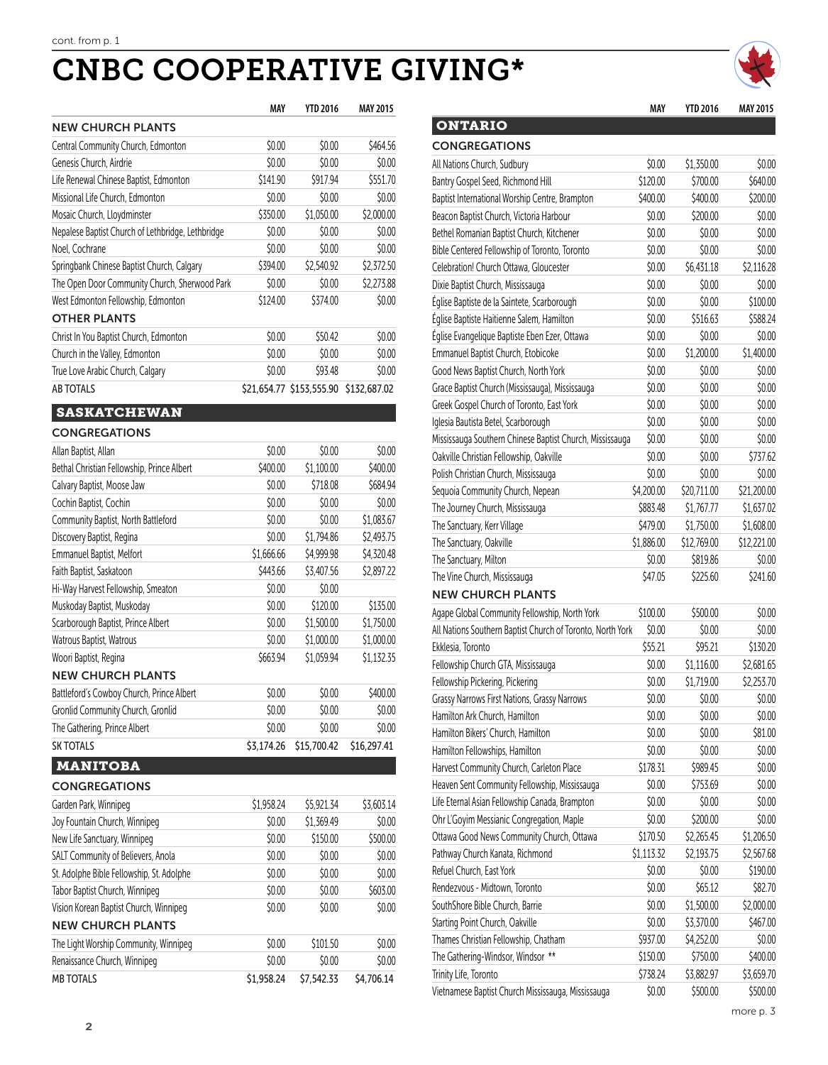cont. from p. 1

# CNBC COOPERATIVE GIVING*

| | MAY | YTD 2016 | MAY 2015 |
|---|---|---|---|
| **NEW CHURCH PLANTS** | | | |
| Central Community Church, Edmonton | $0.00 | $0.00 | $464.56 |
| Genesis Church, Airdrie | $0.00 | $0.00 | $0.00 |
| Life Renewal Chinese Baptist, Edmonton | $141.90 | $917.94 | $551.70 |
| Missional Life Church, Edmonton | $0.00 | $0.00 | $0.00 |
| Mosaic Church, Lloydminster | $350.00 | $1,050.00 | $2,000.00 |
| Nepalese Baptist Church of Lethbridge, Lethbridge | $0.00 | $0.00 | $0.00 |
| Noel, Cochrane | $0.00 | $0.00 | $0.00 |
| Springbank Chinese Baptist Church, Calgary | $394.00 | $2,540.92 | $2,372.50 |
| The Open Door Community Church, Sherwood Park | $0.00 | $0.00 | $2,273.88 |
| West Edmonton Fellowship, Edmonton | $124.00 | $374.00 | $0.00 |
| **OTHER PLANTS** | | | |
| Christ In You Baptist Church, Edmonton | $0.00 | $50.42 | $0.00 |
| Church in the Valley, Edmonton | $0.00 | $0.00 | $0.00 |
| True Love Arabic Church, Calgary | $0.00 | $93.48 | $0.00 |
| AB TOTALS | $21,654.77 | $153,555.90 | $132,687.02 |

## SASKATCHEWAN

| | MAY | YTD 2016 | MAY 2015 |
|---|---|---|---|
| **CONGREGATIONS** | | | |
| Allan Baptist, Allan | $0.00 | $0.00 | $0.00 |
| Bethal Christian Fellowship, Prince Albert | $400.00 | $1,100.00 | $400.00 |
| Calvary Baptist, Moose Jaw | $0.00 | $718.08 | $684.94 |
| Cochin Baptist, Cochin | $0.00 | $0.00 | $0.00 |
| Community Baptist, North Battleford | $0.00 | $0.00 | $1,083.67 |
| Discovery Baptist, Regina | $0.00 | $1,794.86 | $2,493.75 |
| Emmanuel Baptist, Melfort | $1,666.66 | $4,999.98 | $4,320.48 |
| Faith Baptist, Saskatoon | $443.66 | $3,407.56 | $2,897.22 |
| Hi-Way Harvest Fellowship, Smeaton | $0.00 | $0.00 | |
| Muskoday Baptist, Muskoday | $0.00 | $120.00 | $135.00 |
| Scarborough Baptist, Prince Albert | $0.00 | $1,500.00 | $1,750.00 |
| Watrous Baptist, Watrous | $0.00 | $1,000.00 | $1,000.00 |
| Woori Baptist, Regina | $663.94 | $1,059.94 | $1,132.35 |
| **NEW CHURCH PLANTS** | | | |
| Battleford's Cowboy Church, Prince Albert | $0.00 | $0.00 | $400.00 |
| Gronlid Community Church, Gronlid | $0.00 | $0.00 | $0.00 |
| The Gathering, Prince Albert | $0.00 | $0.00 | $0.00 |
| SK TOTALS | $3,174.26 | $15,700.42 | $16,297.41 |

## MANITOBA

| | MAY | YTD 2016 | MAY 2015 |
|---|---|---|---|
| **CONGREGATIONS** | | | |
| Garden Park, Winnipeg | $1,958.24 | $5,921.34 | $3,603.14 |
| Joy Fountain Church, Winnipeg | $0.00 | $1,369.49 | $0.00 |
| New Life Sanctuary, Winnipeg | $0.00 | $150.00 | $500.00 |
| SALT Community of Believers, Anola | $0.00 | $0.00 | $0.00 |
| St. Adolphe Bible Fellowship, St. Adolphe | $0.00 | $0.00 | $0.00 |
| Tabor Baptist Church, Winnipeg | $0.00 | $0.00 | $603.00 |
| Vision Korean Baptist Church, Winnipeg | $0.00 | $0.00 | $0.00 |
| **NEW CHURCH PLANTS** | | | |
| The Light Worship Community, Winnipeg | $0.00 | $101.50 | $0.00 |
| Renaissance Church, Winnipeg | $0.00 | $0.00 | $0.00 |
| MB TOTALS | $1,958.24 | $7,542.33 | $4,706.14 |

## ONTARIO

| | MAY | YTD 2016 | MAY 2015 |
|---|---|---|---|
| **CONGREGATIONS** | | | |
| All Nations Church, Sudbury | $0.00 | $1,350.00 | $0.00 |
| Bantry Gospel Seed, Richmond Hill | $120.00 | $700.00 | $640.00 |
| Baptist International Worship Centre, Brampton | $400.00 | $400.00 | $200.00 |
| Beacon Baptist Church, Victoria Harbour | $0.00 | $200.00 | $0.00 |
| Bethel Romanian Baptist Church, Kitchener | $0.00 | $0.00 | $0.00 |
| Bible Centered Fellowship of Toronto, Toronto | $0.00 | $0.00 | $0.00 |
| Celebration! Church Ottawa, Gloucester | $0.00 | $6,431.18 | $2,116.28 |
| Dixie Baptist Church, Mississauga | $0.00 | $0.00 | $0.00 |
| Église Baptiste de la Saintete, Scarborough | $0.00 | $0.00 | $100.00 |
| Église Baptiste Haitienne Salem, Hamilton | $0.00 | $516.63 | $588.24 |
| Église Evangelique Baptiste Eben Ezer, Ottawa | $0.00 | $0.00 | $0.00 |
| Emmanuel Baptist Church, Etobicoke | $0.00 | $1,200.00 | $1,400.00 |
| Good News Baptist Church, North York | $0.00 | $0.00 | $0.00 |
| Grace Baptist Church (Mississauga), Mississauga | $0.00 | $0.00 | $0.00 |
| Greek Gospel Church of Toronto, East York | $0.00 | $0.00 | $0.00 |
| Iglesia Bautista Betel, Scarborough | $0.00 | $0.00 | $0.00 |
| Mississauga Southern Chinese Baptist Church, Mississauga | $0.00 | $0.00 | $0.00 |
| Oakville Christian Fellowship, Oakville | $0.00 | $0.00 | $737.62 |
| Polish Christian Church, Mississauga | $0.00 | $0.00 | $0.00 |
| Sequoia Community Church, Nepean | $4,200.00 | $20,711.00 | $21,200.00 |
| The Journey Church, Mississauga | $883.48 | $1,767.77 | $1,637.02 |
| The Sanctuary, Kerr Village | $479.00 | $1,750.00 | $1,608.00 |
| The Sanctuary, Oakville | $1,886.00 | $12,769.00 | $12,221.00 |
| The Sanctuary, Milton | $0.00 | $819.86 | $0.00 |
| The Vine Church, Mississauga | $47.05 | $225.60 | $241.60 |
| **NEW CHURCH PLANTS** | | | |
| Agape Global Community Fellowship, North York | $100.00 | $500.00 | $0.00 |
| All Nations Southern Baptist Church of Toronto, North York | $0.00 | $0.00 | $0.00 |
| Ekklesia, Toronto | $55.21 | $95.21 | $130.20 |
| Fellowship Church GTA, Mississauga | $0.00 | $1,116.00 | $2,681.65 |
| Fellowship Pickering, Pickering | $0.00 | $1,719.00 | $2,253.70 |
| Grassy Narrows First Nations, Grassy Narrows | $0.00 | $0.00 | $0.00 |
| Hamilton Ark Church, Hamilton | $0.00 | $0.00 | $0.00 |
| Hamilton Bikers' Church, Hamilton | $0.00 | $0.00 | $81.00 |
| Hamilton Fellowships, Hamilton | $0.00 | $0.00 | $0.00 |
| Harvest Community Church, Carleton Place | $178.31 | $989.45 | $0.00 |
| Heaven Sent Community Fellowship, Mississauga | $0.00 | $753.69 | $0.00 |
| Life Eternal Asian Fellowship Canada, Brampton | $0.00 | $0.00 | $0.00 |
| Ohr L'Goyim Messianic Congregation, Maple | $0.00 | $200.00 | $0.00 |
| Ottawa Good News Community Church, Ottawa | $170.50 | $2,265.45 | $1,206.50 |
| Pathway Church Kanata, Richmond | $1,113.32 | $2,193.75 | $2,567.68 |
| Refuel Church, East York | $0.00 | $0.00 | $190.00 |
| Rendezvous - Midtown, Toronto | $0.00 | $65.12 | $82.70 |
| SouthShore Bible Church, Barrie | $0.00 | $1,500.00 | $2,000.00 |
| Starting Point Church, Oakville | $0.00 | $3,370.00 | $467.00 |
| Thames Christian Fellowship, Chatham | $937.00 | $4,252.00 | $0.00 |
| The Gathering-Windsor, Windsor ** | $150.00 | $750.00 | $400.00 |
| Trinity Life, Toronto | $738.24 | $3,882.97 | $3,659.70 |
| Vietnamese Baptist Church Mississauga, Mississauga | $0.00 | $500.00 | $500.00 |

more p. 3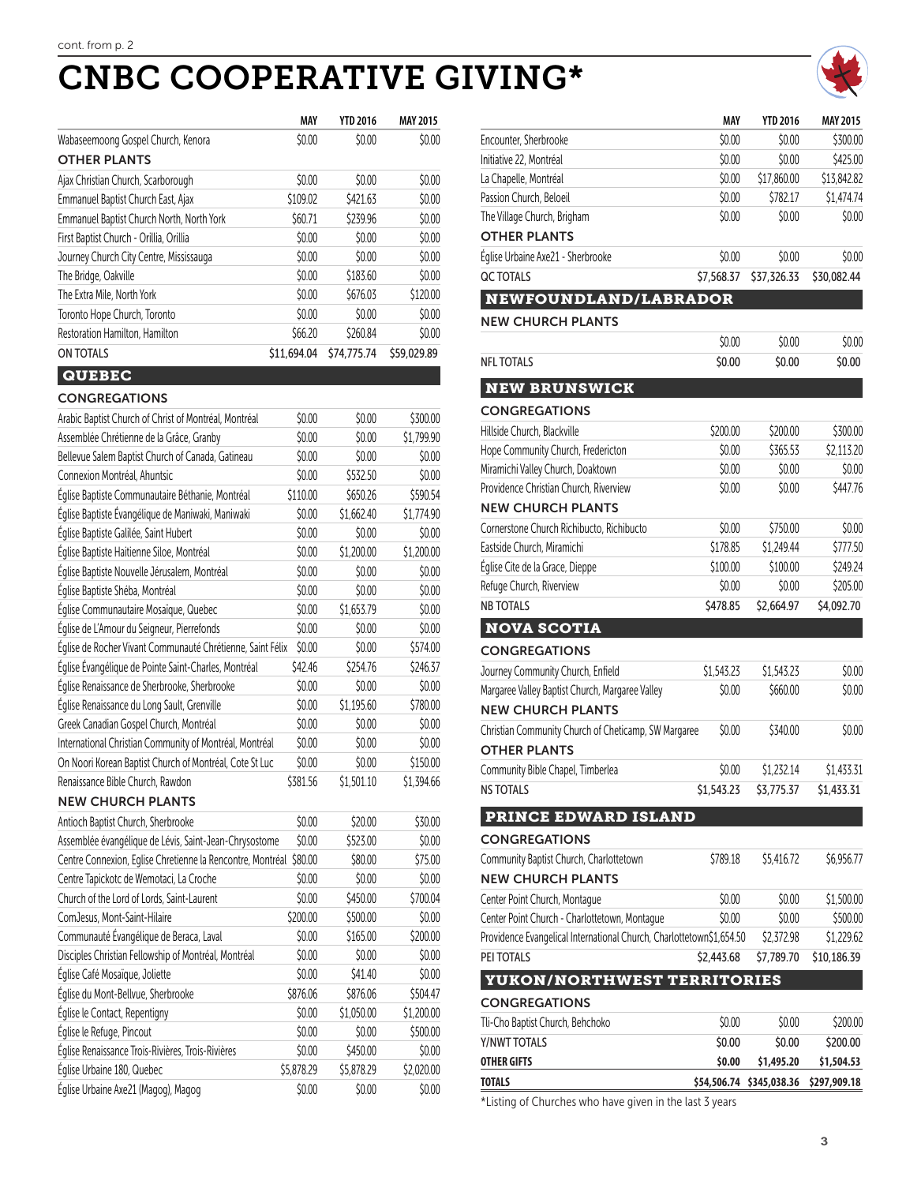cont. from p. 2

# CNBC COOPERATIVE GIVING*

| | MAY | YTD 2016 | MAY 2015 |
|---|---|---|---|
| Wabaseemoong Gospel Church, Kenora | $0.00 | $0.00 | $0.00 |
| **OTHER PLANTS** | | | |
| Ajax Christian Church, Scarborough | $0.00 | $0.00 | $0.00 |
| Emmanuel Baptist Church East, Ajax | $109.02 | $421.63 | $0.00 |
| Emmanuel Baptist Church North, North York | $60.71 | $239.96 | $0.00 |
| First Baptist Church - Orillia, Orillia | $0.00 | $0.00 | $0.00 |
| Journey Church City Centre, Mississauga | $0.00 | $0.00 | $0.00 |
| The Bridge, Oakville | $0.00 | $183.60 | $0.00 |
| The Extra Mile, North York | $0.00 | $676.03 | $120.00 |
| Toronto Hope Church, Toronto | $0.00 | $0.00 | $0.00 |
| Restoration Hamilton, Hamilton | $66.20 | $260.84 | $0.00 |
| ON TOTALS | $11,694.04 | $74,775.74 | $59,029.89 |

## QUEBEC

| | MAY | YTD 2016 | MAY 2015 |
|---|---|---|---|
| **CONGREGATIONS** | | | |
| Arabic Baptist Church of Christ of Montréal, Montréal | $0.00 | $0.00 | $300.00 |
| Assemblée Chrétienne de la Grâce, Granby | $0.00 | $0.00 | $1,799.90 |
| Bellevue Salem Baptist Church of Canada, Gatineau | $0.00 | $0.00 | $0.00 |
| Connexion Montréal, Ahuntsic | $0.00 | $532.50 | $0.00 |
| Église Baptiste Communautaire Béthanie, Montréal | $110.00 | $650.26 | $590.54 |
| Église Baptiste Évangélique de Maniwaki, Maniwaki | $0.00 | $1,662.40 | $1,774.90 |
| Église Baptiste Galilée, Saint Hubert | $0.00 | $0.00 | $0.00 |
| Église Baptiste Haitienne Siloe, Montréal | $0.00 | $1,200.00 | $1,200.00 |
| Église Baptiste Nouvelle Jérusalem, Montréal | $0.00 | $0.00 | $0.00 |
| Église Baptiste Shéba, Montréal | $0.00 | $0.00 | $0.00 |
| Église Communautaire Mosaïque, Quebec | $0.00 | $1,653.79 | $0.00 |
| Église de L'Amour du Seigneur, Pierrefonds | $0.00 | $0.00 | $0.00 |
| Église de Rocher Vivant Communauté Chrétienne, Saint Félix | $0.00 | $0.00 | $574.00 |
| Église Évangélique de Pointe Saint-Charles, Montréal | $42.46 | $254.76 | $246.37 |
| Église Renaissance de Sherbrooke, Sherbrooke | $0.00 | $0.00 | $0.00 |
| Église Renaissance du Long Sault, Grenville | $0.00 | $1,195.60 | $780.00 |
| Greek Canadian Gospel Church, Montréal | $0.00 | $0.00 | $0.00 |
| International Christian Community of Montréal, Montréal | $0.00 | $0.00 | $0.00 |
| On Noori Korean Baptist Church of Montréal, Cote St Luc | $0.00 | $0.00 | $150.00 |
| Renaissance Bible Church, Rawdon | $381.56 | $1,501.10 | $1,394.66 |
| **NEW CHURCH PLANTS** | | | |
| Antioch Baptist Church, Sherbrooke | $0.00 | $20.00 | $30.00 |
| Assemblée évangélique de Lévis, Saint-Jean-Chrysostome | $0.00 | $523.00 | $0.00 |
| Centre Connexion, Eglise Chretienne la Rencontre, Montréal | $80.00 | $80.00 | $75.00 |
| Centre Tapickotc de Wemotaci, La Croche | $0.00 | $0.00 | $0.00 |
| Church of the Lord of Lords, Saint-Laurent | $0.00 | $450.00 | $700.04 |
| ComJesus, Mont-Saint-Hilaire | $200.00 | $500.00 | $0.00 |
| Communauté Évangélique de Beraca, Laval | $0.00 | $165.00 | $200.00 |
| Disciples Christian Fellowship of Montréal, Montréal | $0.00 | $0.00 | $0.00 |
| Église Café Mosaïque, Joliette | $0.00 | $41.40 | $0.00 |
| Église du Mont-Bellvue, Sherbrooke | $876.06 | $876.06 | $504.47 |
| Église le Contact, Repentigny | $0.00 | $1,050.00 | $1,200.00 |
| Église le Refuge, Pincout | $0.00 | $0.00 | $500.00 |
| Église Renaissance Trois-Rivières, Trois-Rivières | $0.00 | $450.00 | $0.00 |
| Église Urbaine 180, Quebec | $5,878.29 | $5,878.29 | $2,020.00 |
| Église Urbaine Axe21 (Magog), Magog | $0.00 | $0.00 | $0.00 |
| Encounter, Sherbrooke | $0.00 | $0.00 | $300.00 |
| Initiative 22, Montréal | $0.00 | $0.00 | $425.00 |
| La Chapelle, Montréal | $0.00 | $17,860.00 | $13,842.82 |
| Passion Church, Beloeil | $0.00 | $782.17 | $1,474.74 |
| The Village Church, Brigham | $0.00 | $0.00 | $0.00 |
| **OTHER PLANTS** | | | |
| Église Urbaine Axe21 - Sherbrooke | $0.00 | $0.00 | $0.00 |
| QC TOTALS | $7,568.37 | $37,326.33 | $30,082.44 |

## NEWFOUNDLAND/LABRADOR

| | MAY | YTD 2016 | MAY 2015 |
|---|---|---|---|
| **NEW CHURCH PLANTS** | | | |
| | $0.00 | $0.00 | $0.00 |
| NFL TOTALS | $0.00 | $0.00 | $0.00 |

## NEW BRUNSWICK

| | MAY | YTD 2016 | MAY 2015 |
|---|---|---|---|
| **CONGREGATIONS** | | | |
| Hillside Church, Blackville | $200.00 | $200.00 | $300.00 |
| Hope Community Church, Fredericton | $0.00 | $365.53 | $2,113.20 |
| Miramichi Valley Church, Doaktown | $0.00 | $0.00 | $0.00 |
| Providence Christian Church, Riverview | $0.00 | $0.00 | $447.76 |
| **NEW CHURCH PLANTS** | | | |
| Cornerstone Church Richibucto, Richibucto | $0.00 | $750.00 | $0.00 |
| Eastside Church, Miramichi | $178.85 | $1,249.44 | $777.50 |
| Église Cite de la Grace, Dieppe | $100.00 | $100.00 | $249.24 |
| Refuge Church, Riverview | $0.00 | $0.00 | $205.00 |
| NB TOTALS | $478.85 | $2,664.97 | $4,092.70 |

## NOVA SCOTIA

| | MAY | YTD 2016 | MAY 2015 |
|---|---|---|---|
| **CONGREGATIONS** | | | |
| Journey Community Church, Enfield | $1,543.23 | $1,543.23 | $0.00 |
| Margaree Valley Baptist Church, Margaree Valley | $0.00 | $660.00 | $0.00 |
| **NEW CHURCH PLANTS** | | | |
| Christian Community Church of Cheticamp, SW Margaree | $0.00 | $340.00 | $0.00 |
| **OTHER PLANTS** | | | |
| Community Bible Chapel, Timberlea | $0.00 | $1,232.14 | $1,433.31 |
| NS TOTALS | $1,543.23 | $3,775.37 | $1,433.31 |

## PRINCE EDWARD ISLAND

| | MAY | YTD 2016 | MAY 2015 |
|---|---|---|---|
| **CONGREGATIONS** | | | |
| Community Baptist Church, Charlottetown | $789.18 | $5,416.72 | $6,956.77 |
| **NEW CHURCH PLANTS** | | | |
| Center Point Church, Montague | $0.00 | $0.00 | $1,500.00 |
| Center Point Church - Charlottetown, Montague | $0.00 | $0.00 | $500.00 |
| Providence Evangelical International Church, Charlottetown | $1,654.50 | $2,372.98 | $1,229.62 |
| PEI TOTALS | $2,443.68 | $7,789.70 | $10,186.39 |

## YUKON/NORTHWEST TERRITORIES

| | MAY | YTD 2016 | MAY 2015 |
|---|---|---|---|
| **CONGREGATIONS** | | | |
| Tli-Cho Baptist Church, Behchoko | $0.00 | $0.00 | $200.00 |
| Y/NWT TOTALS | $0.00 | $0.00 | $200.00 |
| **OTHER GIFTS** | **$0.00** | **$1,495.20** | **$1,504.53** |
| **TOTALS** | **$54,506.74** | **$345,038.36** | **$297,909.18** |

*Listing of Churches who have given in the last 3 years